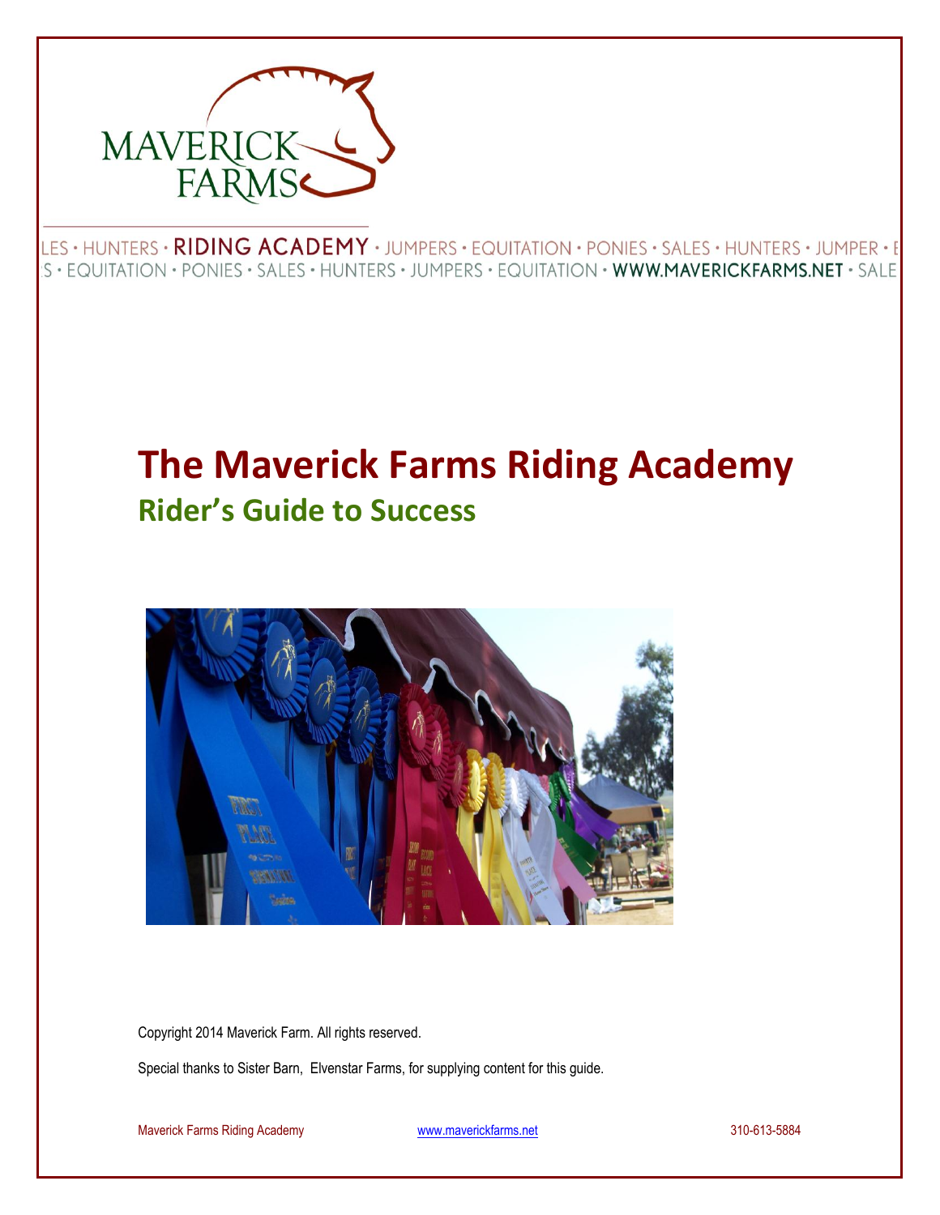# The Maverick Farms Riding Academy

## Rider's Guide to Success

Copyright 2014 Maverick Farm. All rights reserved.

Special thanks to Sister Barn, Elvenstar Farms, for supplying content for this guide.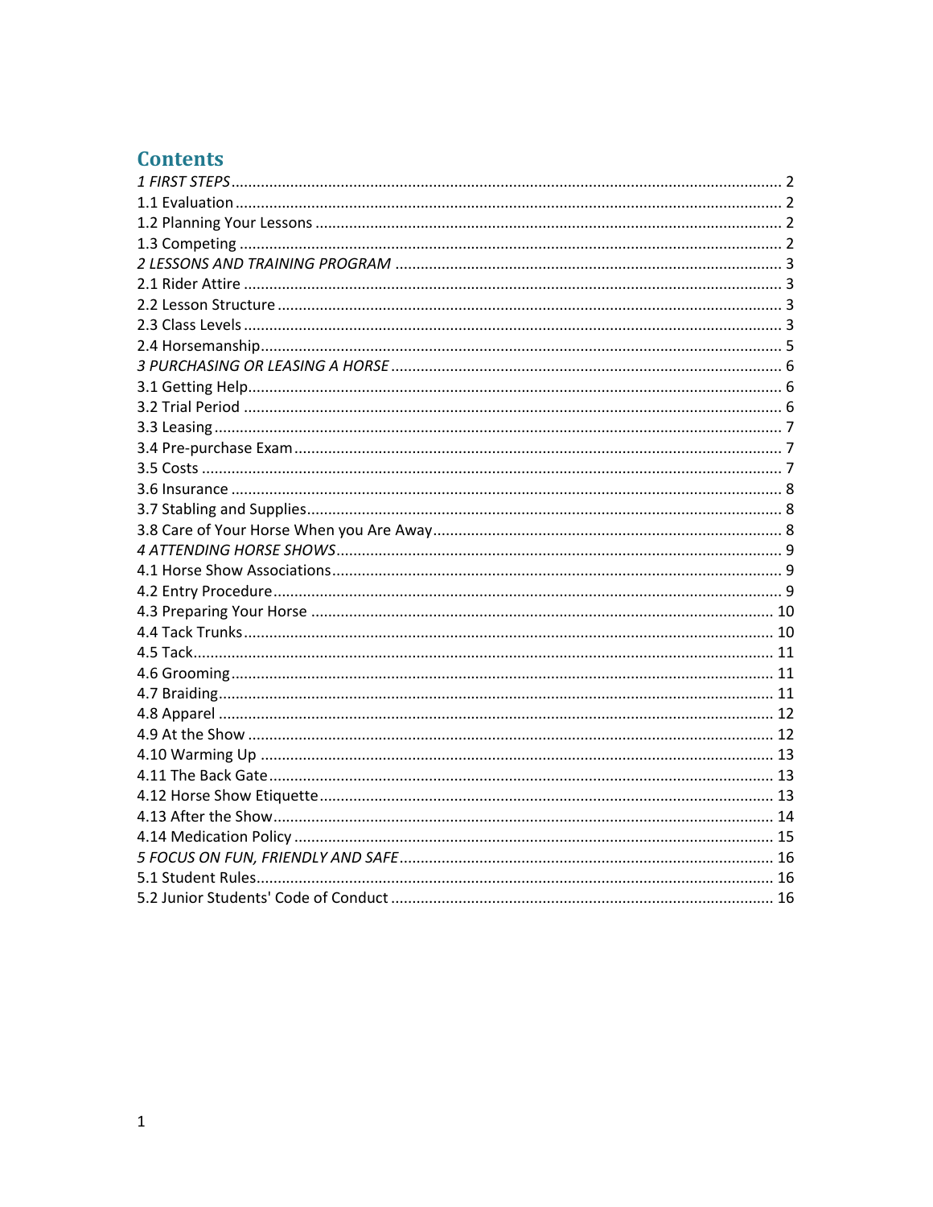# Contents

*1 FIRST STEPS* ........ 2
1.1 Evaluation ........ 2
1.2 Planning Your Lessons ........ 2
1.3 Competing ........ 2
*2 LESSONS AND TRAINING PROGRAM* ........ 3
2.1 Rider Attire ........ 3
2.2 Lesson Structure ........ 3
2.3 Class Levels ........ 3
2.4 Horsemanship ........ 5
*3 PURCHASING OR LEASING A HORSE* ........ 6
3.1 Getting Help ........ 6
3.2 Trial Period ........ 6
3.3 Leasing ........ 7
3.4 Pre-purchase Exam ........ 7
3.5 Costs ........ 7
3.6 Insurance ........ 8
3.7 Stabling and Supplies ........ 8
3.8 Care of Your Horse When you Are Away ........ 8
*4 ATTENDING HORSE SHOWS* ........ 9
4.1 Horse Show Associations ........ 9
4.2 Entry Procedure ........ 9
4.3 Preparing Your Horse ........ 10
4.4 Tack Trunks ........ 10
4.5 Tack ........ 11
4.6 Grooming ........ 11
4.7 Braiding ........ 11
4.8 Apparel ........ 12
4.9 At the Show ........ 12
4.10 Warming Up ........ 13
4.11 The Back Gate ........ 13
4.12 Horse Show Etiquette ........ 13
4.13 After the Show ........ 14
4.14 Medication Policy ........ 15
*5 FOCUS ON FUN, FRIENDLY AND SAFE* ........ 16
5.1 Student Rules ........ 16
5.2 Junior Students' Code of Conduct ........ 16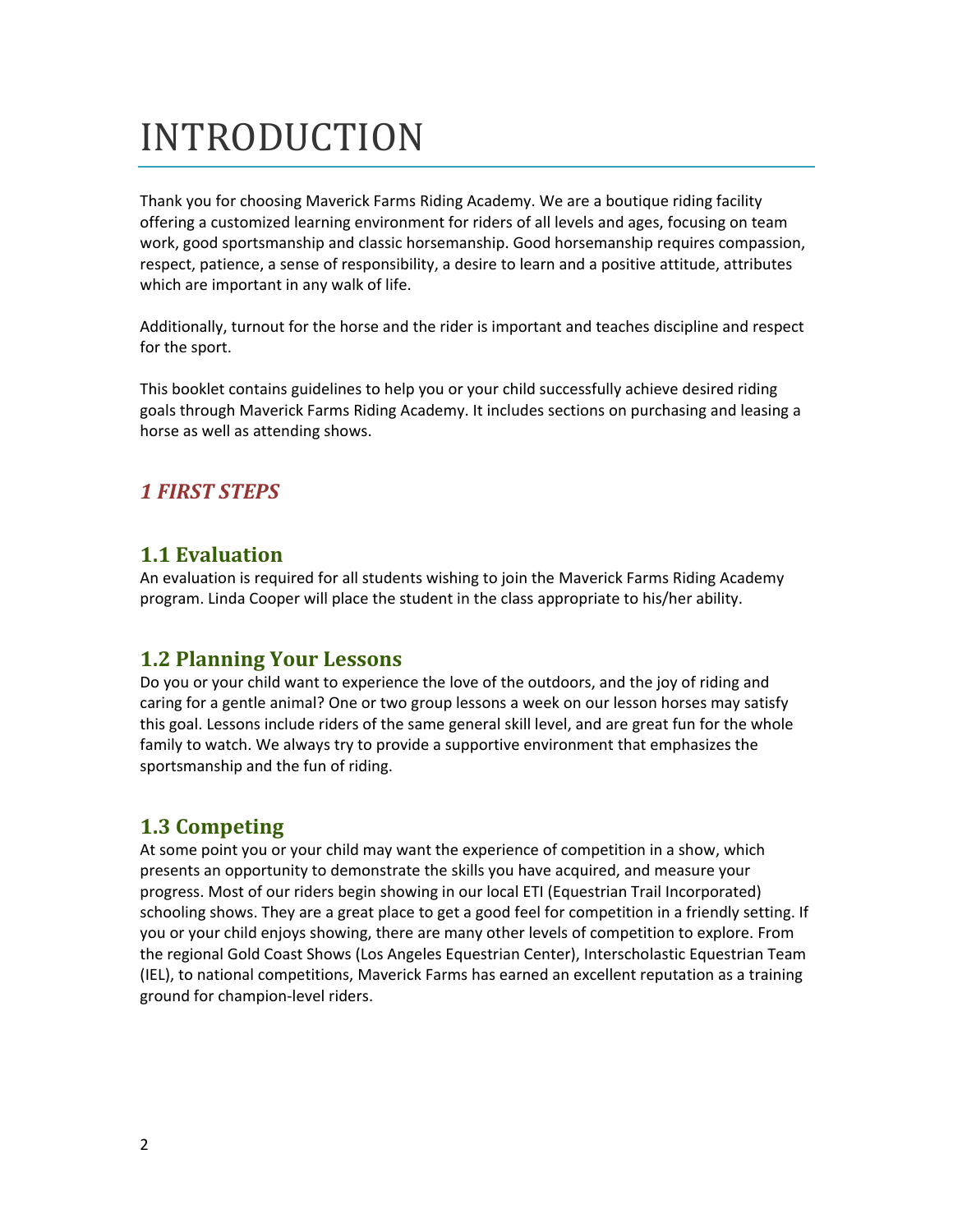# INTRODUCTION

Thank you for choosing Maverick Farms Riding Academy. We are a boutique riding facility offering a customized learning environment for riders of all levels and ages, focusing on team work, good sportsmanship and classic horsemanship. Good horsemanship requires compassion, respect, patience, a sense of responsibility, a desire to learn and a positive attitude, attributes which are important in any walk of life.

Additionally, turnout for the horse and the rider is important and teaches discipline and respect for the sport.

This booklet contains guidelines to help you or your child successfully achieve desired riding goals through Maverick Farms Riding Academy. It includes sections on purchasing and leasing a horse as well as attending shows.

## *1 FIRST STEPS*

### 1.1 Evaluation

An evaluation is required for all students wishing to join the Maverick Farms Riding Academy program. Linda Cooper will place the student in the class appropriate to his/her ability.

### 1.2 Planning Your Lessons

Do you or your child want to experience the love of the outdoors, and the joy of riding and caring for a gentle animal? One or two group lessons a week on our lesson horses may satisfy this goal. Lessons include riders of the same general skill level, and are great fun for the whole family to watch. We always try to provide a supportive environment that emphasizes the sportsmanship and the fun of riding.

### 1.3 Competing

At some point you or your child may want the experience of competition in a show, which presents an opportunity to demonstrate the skills you have acquired, and measure your progress. Most of our riders begin showing in our local ETI (Equestrian Trail Incorporated) schooling shows. They are a great place to get a good feel for competition in a friendly setting. If you or your child enjoys showing, there are many other levels of competition to explore. From the regional Gold Coast Shows (Los Angeles Equestrian Center), Interscholastic Equestrian Team (IEL), to national competitions, Maverick Farms has earned an excellent reputation as a training ground for champion-level riders.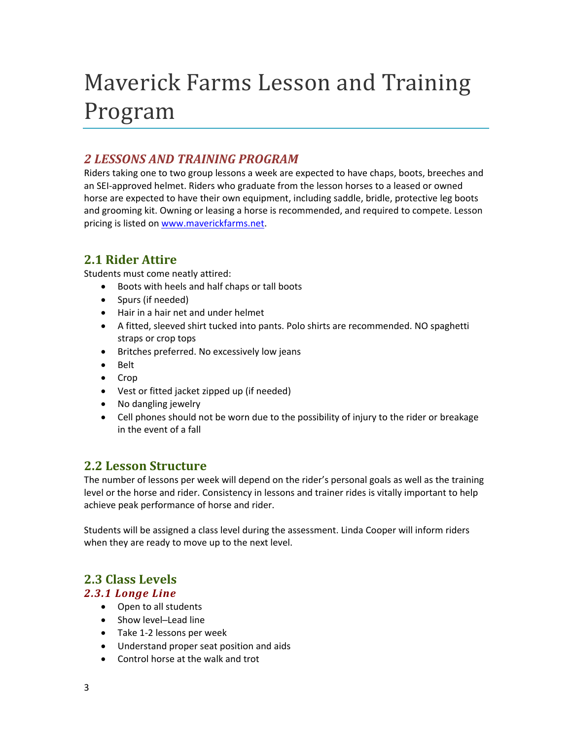# Maverick Farms Lesson and Training Program

## *2 LESSONS AND TRAINING PROGRAM*

Riders taking one to two group lessons a week are expected to have chaps, boots, breeches and an SEI-approved helmet. Riders who graduate from the lesson horses to a leased or owned horse are expected to have their own equipment, including saddle, bridle, protective leg boots and grooming kit. Owning or leasing a horse is recommended, and required to compete. Lesson pricing is listed on [www.maverickfarms.net](www.maverickfarms.net).

## 2.1 Rider Attire

Students must come neatly attired:

- Boots with heels and half chaps or tall boots
- Spurs (if needed)
- Hair in a hair net and under helmet
- A fitted, sleeved shirt tucked into pants. Polo shirts are recommended. NO spaghetti straps or crop tops
- Britches preferred. No excessively low jeans
- Belt
- Crop
- Vest or fitted jacket zipped up (if needed)
- No dangling jewelry
- Cell phones should not be worn due to the possibility of injury to the rider or breakage in the event of a fall

## 2.2 Lesson Structure

The number of lessons per week will depend on the rider's personal goals as well as the training level or the horse and rider. Consistency in lessons and trainer rides is vitally important to help achieve peak performance of horse and rider.

Students will be assigned a class level during the assessment. Linda Cooper will inform riders when they are ready to move up to the next level.

## 2.3 Class Levels

### *2.3.1 Longe Line*

- Open to all students
- Show level–Lead line
- Take 1-2 lessons per week
- Understand proper seat position and aids
- Control horse at the walk and trot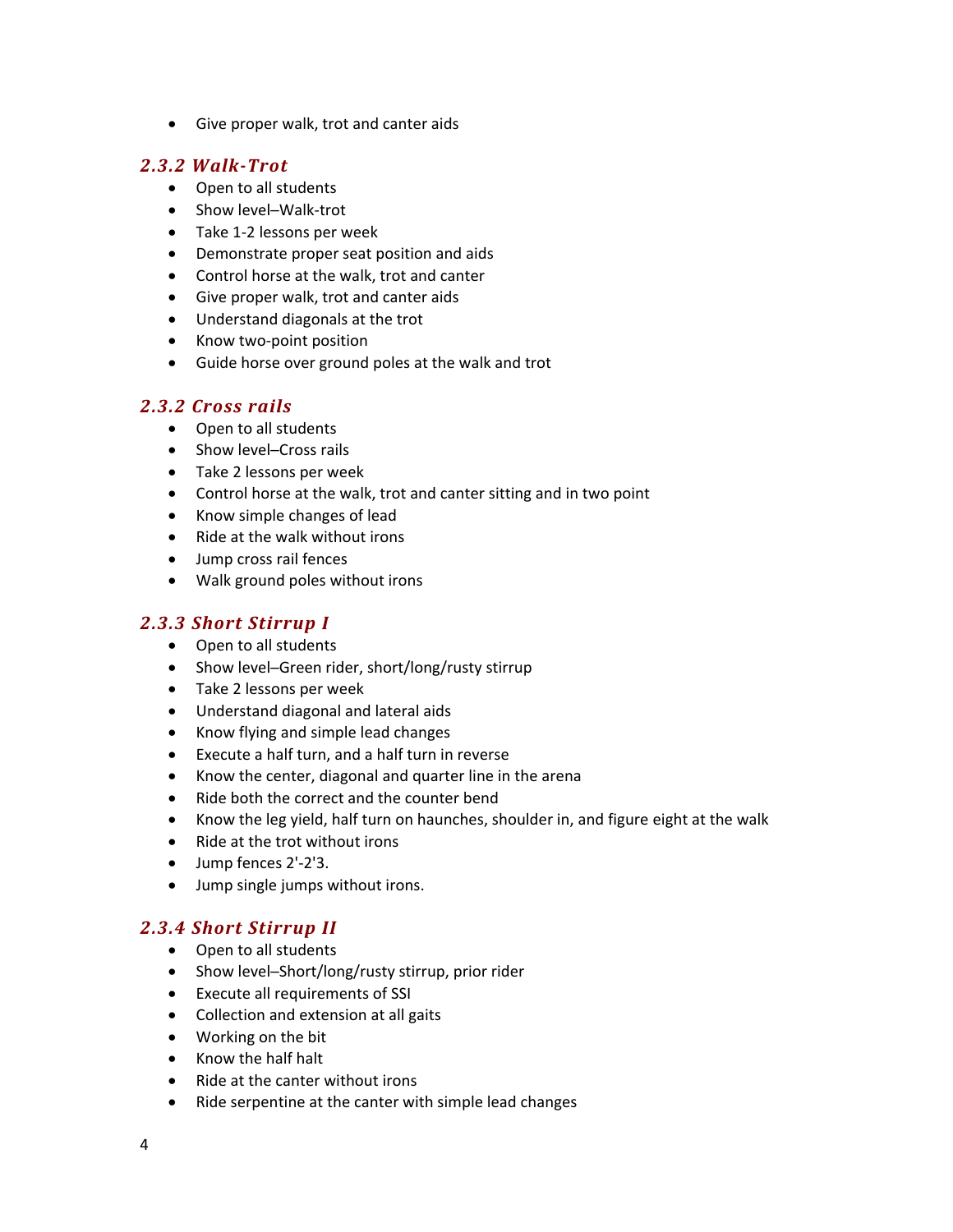- Give proper walk, trot and canter aids

### *2.3.2 Walk-Trot*

- Open to all students
- Show level–Walk-trot
- Take 1-2 lessons per week
- Demonstrate proper seat position and aids
- Control horse at the walk, trot and canter
- Give proper walk, trot and canter aids
- Understand diagonals at the trot
- Know two-point position
- Guide horse over ground poles at the walk and trot

### *2.3.2 Cross rails*

- Open to all students
- Show level–Cross rails
- Take 2 lessons per week
- Control horse at the walk, trot and canter sitting and in two point
- Know simple changes of lead
- Ride at the walk without irons
- Jump cross rail fences
- Walk ground poles without irons

### *2.3.3 Short Stirrup I*

- Open to all students
- Show level–Green rider, short/long/rusty stirrup
- Take 2 lessons per week
- Understand diagonal and lateral aids
- Know flying and simple lead changes
- Execute a half turn, and a half turn in reverse
- Know the center, diagonal and quarter line in the arena
- Ride both the correct and the counter bend
- Know the leg yield, half turn on haunches, shoulder in, and figure eight at the walk
- Ride at the trot without irons
- Jump fences 2'-2'3.
- Jump single jumps without irons.

### *2.3.4 Short Stirrup II*

- Open to all students
- Show level–Short/long/rusty stirrup, prior rider
- Execute all requirements of SSI
- Collection and extension at all gaits
- Working on the bit
- Know the half halt
- Ride at the canter without irons
- Ride serpentine at the canter with simple lead changes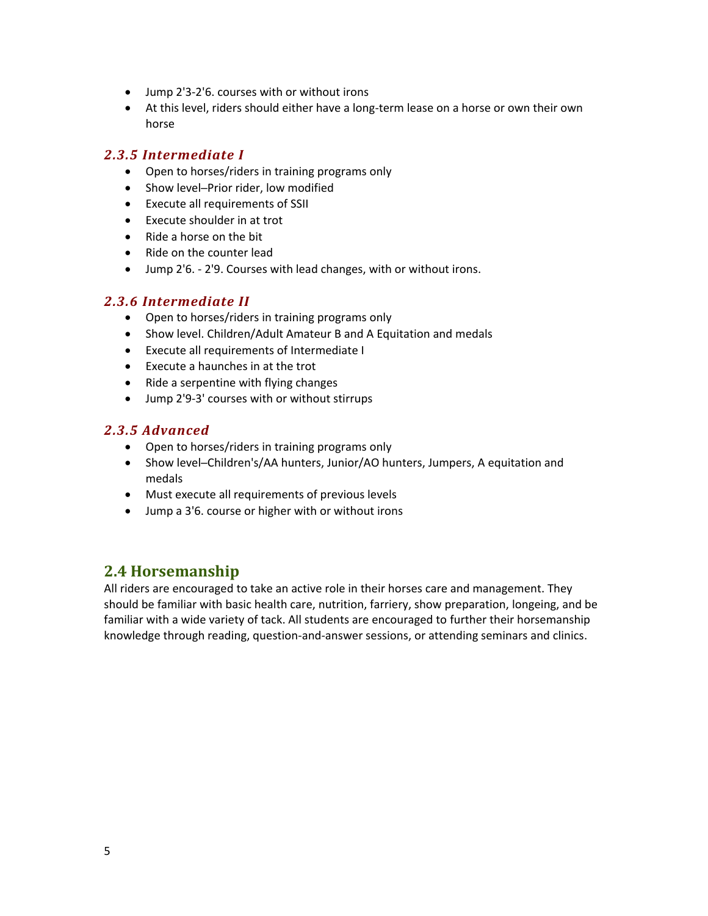- Jump 2'3-2'6. courses with or without irons
- At this level, riders should either have a long-term lease on a horse or own their own horse

### *2.3.5 Intermediate I*

- Open to horses/riders in training programs only
- Show level–Prior rider, low modified
- Execute all requirements of SSII
- Execute shoulder in at trot
- Ride a horse on the bit
- Ride on the counter lead
- Jump 2'6. - 2'9. Courses with lead changes, with or without irons.

### *2.3.6 Intermediate II*

- Open to horses/riders in training programs only
- Show level. Children/Adult Amateur B and A Equitation and medals
- Execute all requirements of Intermediate I
- Execute a haunches in at the trot
- Ride a serpentine with flying changes
- Jump 2'9-3' courses with or without stirrups

### *2.3.5 Advanced*

- Open to horses/riders in training programs only
- Show level–Children's/AA hunters, Junior/AO hunters, Jumpers, A equitation and medals
- Must execute all requirements of previous levels
- Jump a 3'6. course or higher with or without irons

## 2.4 Horsemanship

All riders are encouraged to take an active role in their horses care and management. They should be familiar with basic health care, nutrition, farriery, show preparation, longeing, and be familiar with a wide variety of tack. All students are encouraged to further their horsemanship knowledge through reading, question-and-answer sessions, or attending seminars and clinics.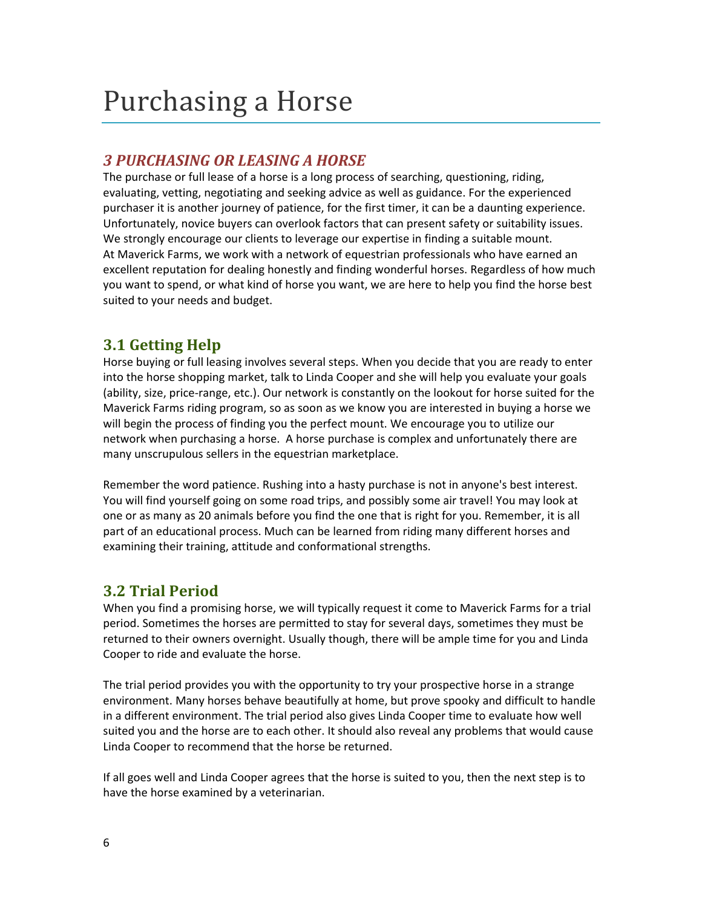# Purchasing a Horse

## *3 PURCHASING OR LEASING A HORSE*

The purchase or full lease of a horse is a long process of searching, questioning, riding, evaluating, vetting, negotiating and seeking advice as well as guidance. For the experienced purchaser it is another journey of patience, for the first timer, it can be a daunting experience. Unfortunately, novice buyers can overlook factors that can present safety or suitability issues. We strongly encourage our clients to leverage our expertise in finding a suitable mount.
At Maverick Farms, we work with a network of equestrian professionals who have earned an excellent reputation for dealing honestly and finding wonderful horses. Regardless of how much you want to spend, or what kind of horse you want, we are here to help you find the horse best suited to your needs and budget.

### 3.1 Getting Help

Horse buying or full leasing involves several steps. When you decide that you are ready to enter into the horse shopping market, talk to Linda Cooper and she will help you evaluate your goals (ability, size, price-range, etc.). Our network is constantly on the lookout for horse suited for the Maverick Farms riding program, so as soon as we know you are interested in buying a horse we will begin the process of finding you the perfect mount. We encourage you to utilize our network when purchasing a horse.  A horse purchase is complex and unfortunately there are many unscrupulous sellers in the equestrian marketplace.

Remember the word patience. Rushing into a hasty purchase is not in anyone's best interest. You will find yourself going on some road trips, and possibly some air travel! You may look at one or as many as 20 animals before you find the one that is right for you. Remember, it is all part of an educational process. Much can be learned from riding many different horses and examining their training, attitude and conformational strengths.

### 3.2 Trial Period

When you find a promising horse, we will typically request it come to Maverick Farms for a trial period. Sometimes the horses are permitted to stay for several days, sometimes they must be returned to their owners overnight. Usually though, there will be ample time for you and Linda Cooper to ride and evaluate the horse.

The trial period provides you with the opportunity to try your prospective horse in a strange environment. Many horses behave beautifully at home, but prove spooky and difficult to handle in a different environment. The trial period also gives Linda Cooper time to evaluate how well suited you and the horse are to each other. It should also reveal any problems that would cause Linda Cooper to recommend that the horse be returned.

If all goes well and Linda Cooper agrees that the horse is suited to you, then the next step is to have the horse examined by a veterinarian.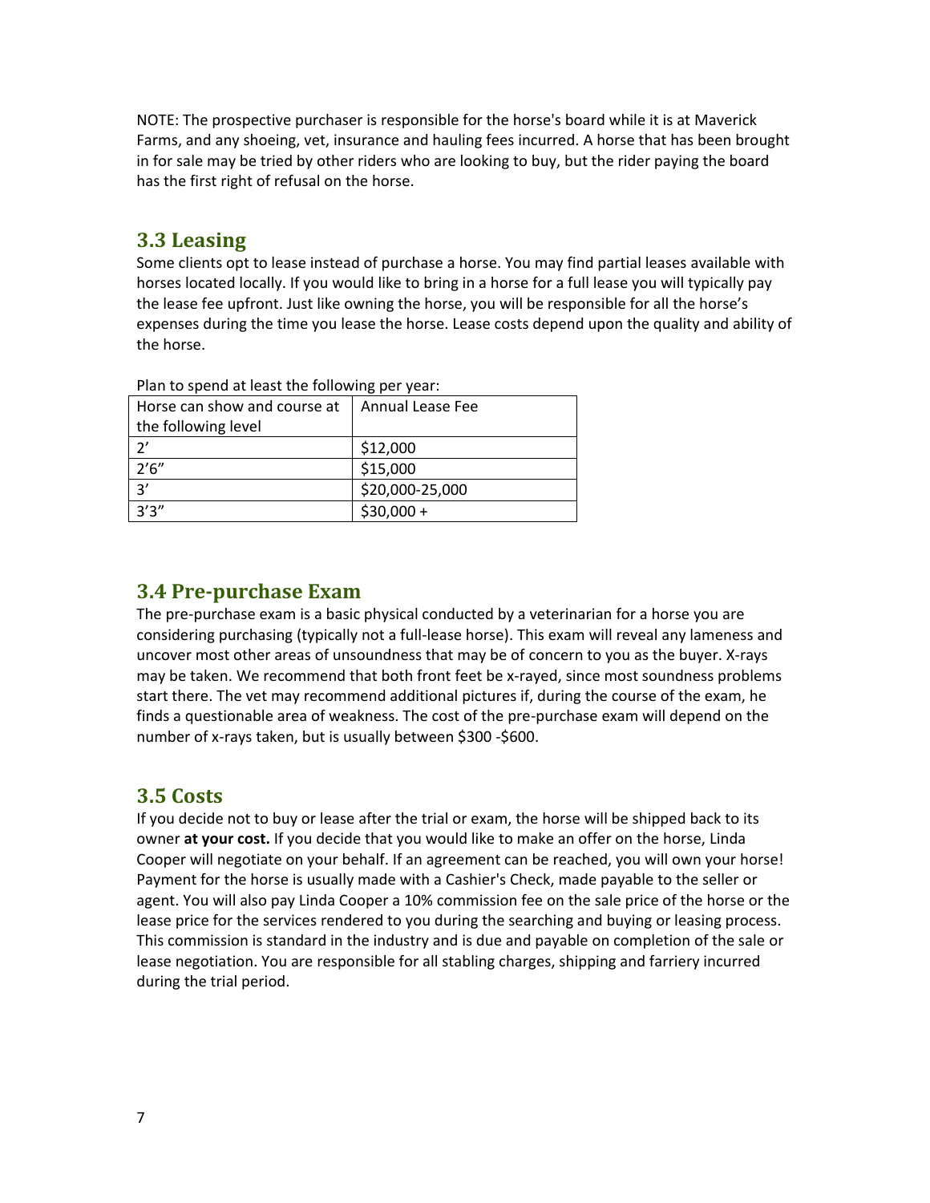NOTE: The prospective purchaser is responsible for the horse's board while it is at Maverick Farms, and any shoeing, vet, insurance and hauling fees incurred. A horse that has been brought in for sale may be tried by other riders who are looking to buy, but the rider paying the board has the first right of refusal on the horse.

## 3.3 Leasing

Some clients opt to lease instead of purchase a horse. You may find partial leases available with horses located locally. If you would like to bring in a horse for a full lease you will typically pay the lease fee upfront. Just like owning the horse, you will be responsible for all the horse's expenses during the time you lease the horse. Lease costs depend upon the quality and ability of the horse.

Plan to spend at least the following per year:

| Horse can show and course at the following level | Annual Lease Fee |
|---|---|
| 2' | $12,000 |
| 2'6" | $15,000 |
| 3' | $20,000-25,000 |
| 3'3" | $30,000 + |

## 3.4 Pre-purchase Exam

The pre-purchase exam is a basic physical conducted by a veterinarian for a horse you are considering purchasing (typically not a full-lease horse). This exam will reveal any lameness and uncover most other areas of unsoundness that may be of concern to you as the buyer. X-rays may be taken. We recommend that both front feet be x-rayed, since most soundness problems start there. The vet may recommend additional pictures if, during the course of the exam, he finds a questionable area of weakness. The cost of the pre-purchase exam will depend on the number of x-rays taken, but is usually between $300 -$600.

## 3.5 Costs

If you decide not to buy or lease after the trial or exam, the horse will be shipped back to its owner **at your cost.** If you decide that you would like to make an offer on the horse, Linda Cooper will negotiate on your behalf. If an agreement can be reached, you will own your horse! Payment for the horse is usually made with a Cashier's Check, made payable to the seller or agent. You will also pay Linda Cooper a 10% commission fee on the sale price of the horse or the lease price for the services rendered to you during the searching and buying or leasing process. This commission is standard in the industry and is due and payable on completion of the sale or lease negotiation. You are responsible for all stabling charges, shipping and farriery incurred during the trial period.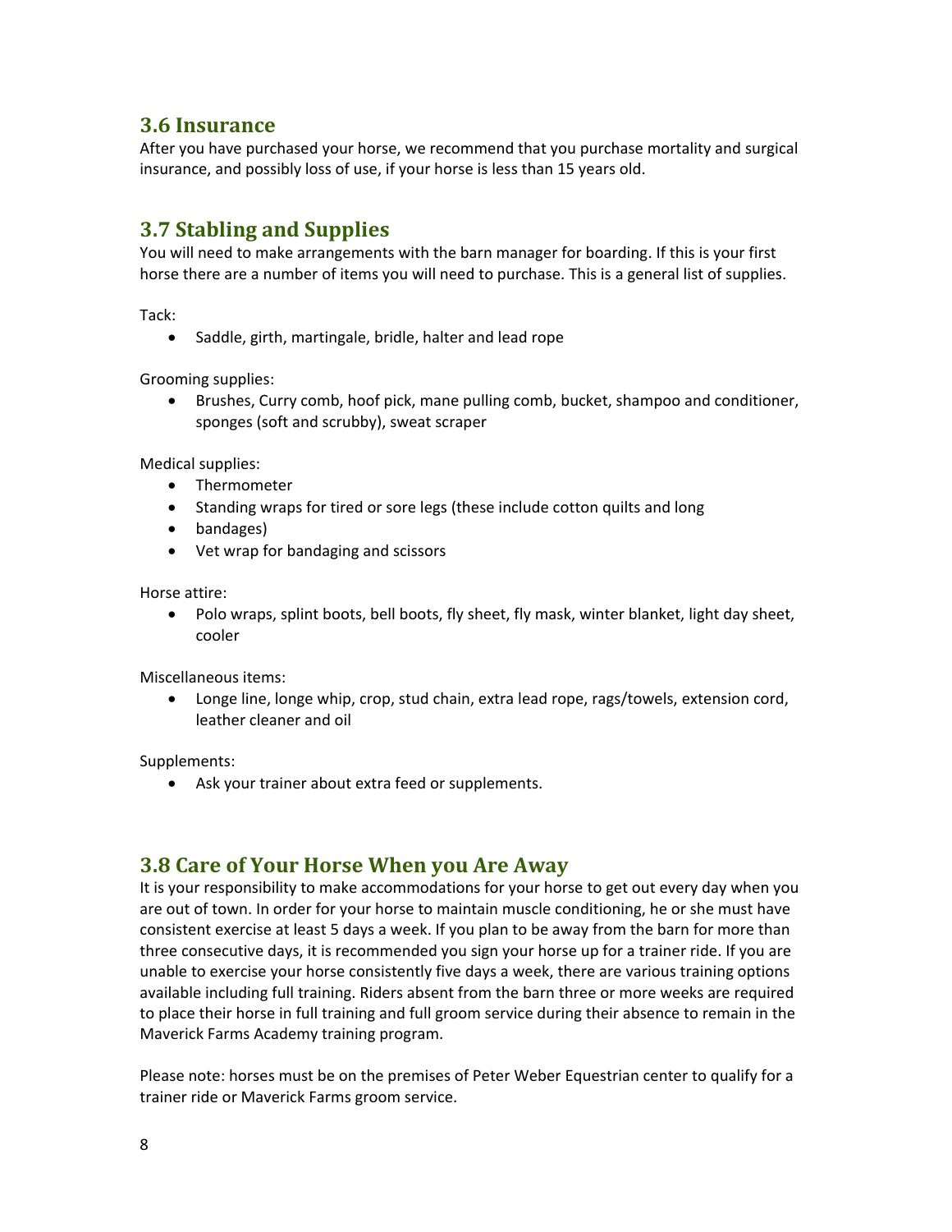## 3.6 Insurance

After you have purchased your horse, we recommend that you purchase mortality and surgical insurance, and possibly loss of use, if your horse is less than 15 years old.

## 3.7 Stabling and Supplies

You will need to make arrangements with the barn manager for boarding. If this is your first horse there are a number of items you will need to purchase. This is a general list of supplies.

Tack:

- Saddle, girth, martingale, bridle, halter and lead rope

Grooming supplies:

- Brushes, Curry comb, hoof pick, mane pulling comb, bucket, shampoo and conditioner, sponges (soft and scrubby), sweat scraper

Medical supplies:

- Thermometer
- Standing wraps for tired or sore legs (these include cotton quilts and long
- bandages)
- Vet wrap for bandaging and scissors

Horse attire:

- Polo wraps, splint boots, bell boots, fly sheet, fly mask, winter blanket, light day sheet, cooler

Miscellaneous items:

- Longe line, longe whip, crop, stud chain, extra lead rope, rags/towels, extension cord, leather cleaner and oil

Supplements:

- Ask your trainer about extra feed or supplements.

## 3.8 Care of Your Horse When you Are Away

It is your responsibility to make accommodations for your horse to get out every day when you are out of town. In order for your horse to maintain muscle conditioning, he or she must have consistent exercise at least 5 days a week. If you plan to be away from the barn for more than three consecutive days, it is recommended you sign your horse up for a trainer ride. If you are unable to exercise your horse consistently five days a week, there are various training options available including full training. Riders absent from the barn three or more weeks are required to place their horse in full training and full groom service during their absence to remain in the Maverick Farms Academy training program.

Please note: horses must be on the premises of Peter Weber Equestrian center to qualify for a trainer ride or Maverick Farms groom service.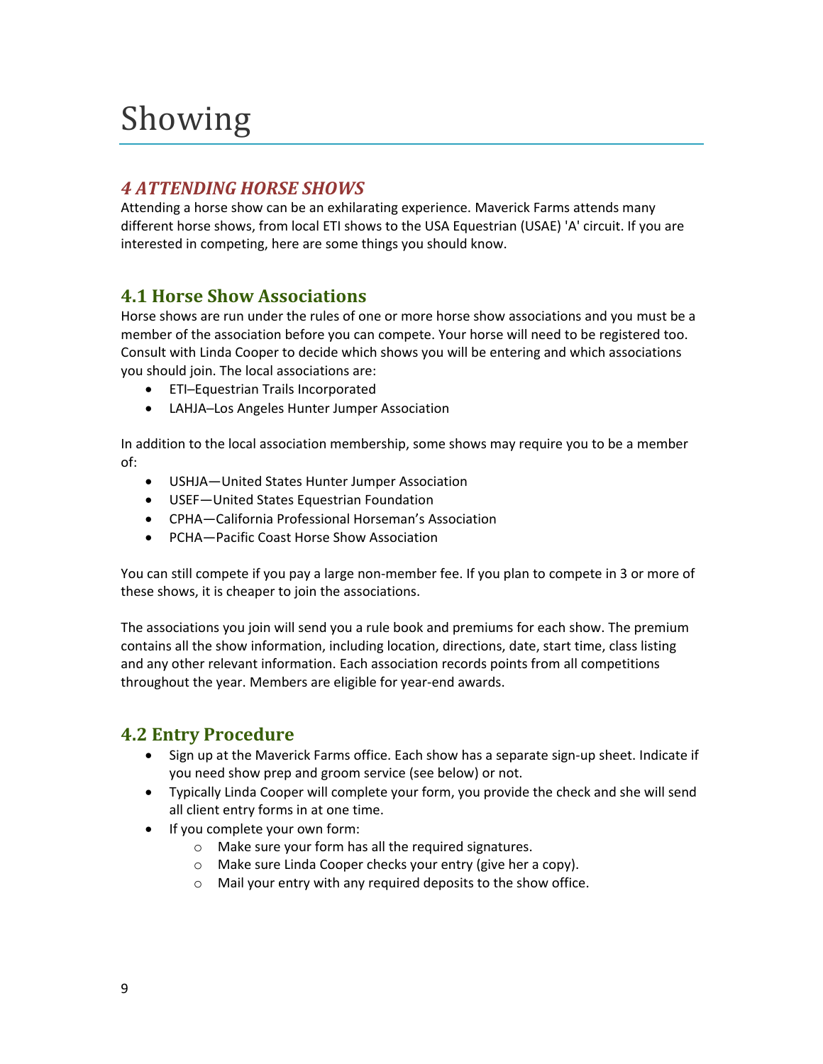# Showing

## *4 ATTENDING HORSE SHOWS*

Attending a horse show can be an exhilarating experience. Maverick Farms attends many different horse shows, from local ETI shows to the USA Equestrian (USAE) 'A' circuit. If you are interested in competing, here are some things you should know.

### 4.1 Horse Show Associations

Horse shows are run under the rules of one or more horse show associations and you must be a member of the association before you can compete. Your horse will need to be registered too. Consult with Linda Cooper to decide which shows you will be entering and which associations you should join. The local associations are:

- ETI–Equestrian Trails Incorporated
- LAHJA–Los Angeles Hunter Jumper Association

In addition to the local association membership, some shows may require you to be a member of:

- USHJA—United States Hunter Jumper Association
- USEF—United States Equestrian Foundation
- CPHA—California Professional Horseman's Association
- PCHA—Pacific Coast Horse Show Association

You can still compete if you pay a large non-member fee. If you plan to compete in 3 or more of these shows, it is cheaper to join the associations.

The associations you join will send you a rule book and premiums for each show. The premium contains all the show information, including location, directions, date, start time, class listing and any other relevant information. Each association records points from all competitions throughout the year. Members are eligible for year-end awards.

### 4.2 Entry Procedure

- Sign up at the Maverick Farms office. Each show has a separate sign-up sheet. Indicate if you need show prep and groom service (see below) or not.
- Typically Linda Cooper will complete your form, you provide the check and she will send all client entry forms in at one time.
- If you complete your own form:
  - Make sure your form has all the required signatures.
  - Make sure Linda Cooper checks your entry (give her a copy).
  - Mail your entry with any required deposits to the show office.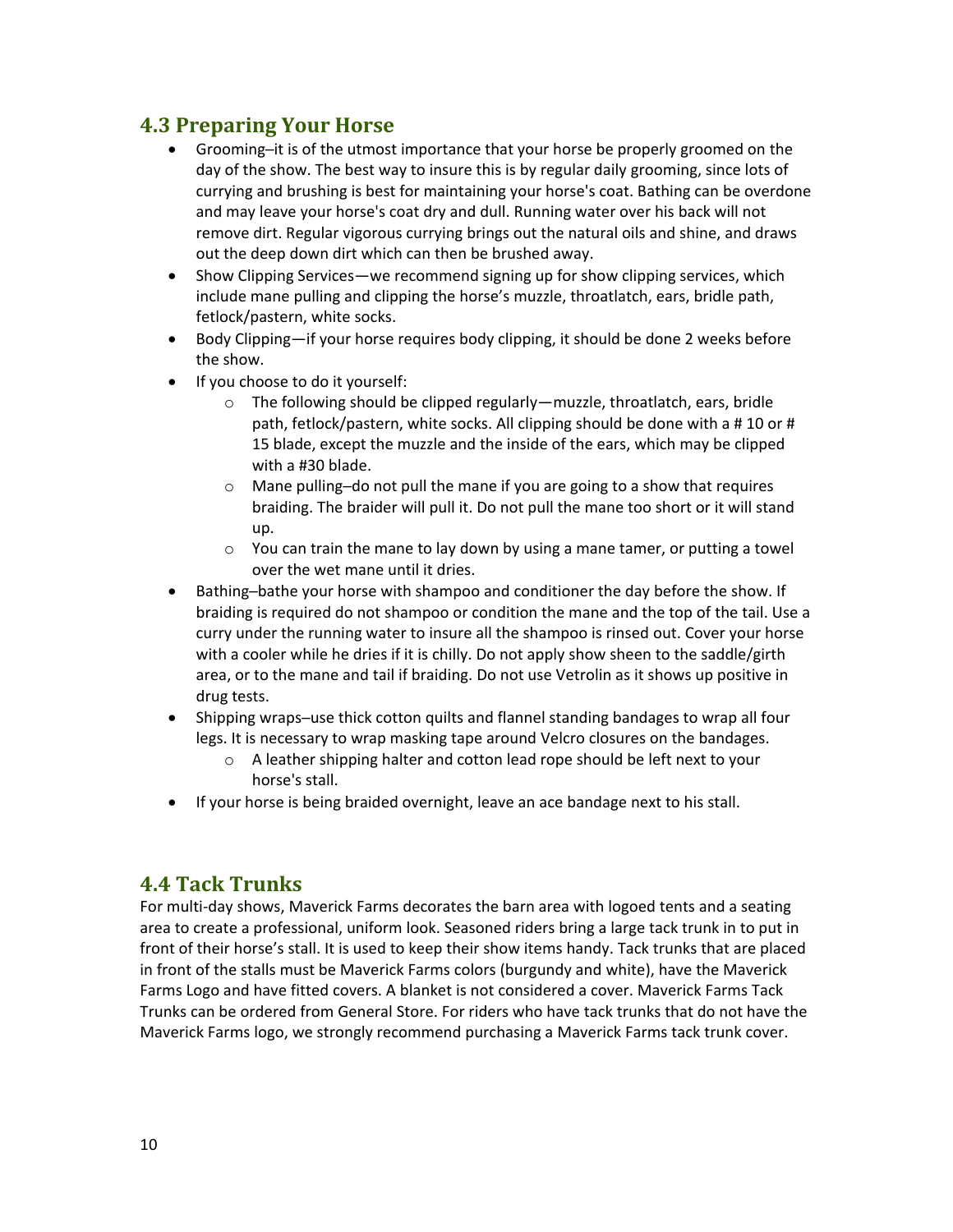## 4.3 Preparing Your Horse

- Grooming–it is of the utmost importance that your horse be properly groomed on the day of the show. The best way to insure this is by regular daily grooming, since lots of currying and brushing is best for maintaining your horse's coat. Bathing can be overdone and may leave your horse's coat dry and dull. Running water over his back will not remove dirt. Regular vigorous currying brings out the natural oils and shine, and draws out the deep down dirt which can then be brushed away.
- Show Clipping Services—we recommend signing up for show clipping services, which include mane pulling and clipping the horse's muzzle, throatlatch, ears, bridle path, fetlock/pastern, white socks.
- Body Clipping—if your horse requires body clipping, it should be done 2 weeks before the show.
- If you choose to do it yourself:
    - The following should be clipped regularly—muzzle, throatlatch, ears, bridle path, fetlock/pastern, white socks. All clipping should be done with a # 10 or # 15 blade, except the muzzle and the inside of the ears, which may be clipped with a #30 blade.
    - Mane pulling–do not pull the mane if you are going to a show that requires braiding. The braider will pull it. Do not pull the mane too short or it will stand up.
    - You can train the mane to lay down by using a mane tamer, or putting a towel over the wet mane until it dries.
- Bathing–bathe your horse with shampoo and conditioner the day before the show. If braiding is required do not shampoo or condition the mane and the top of the tail. Use a curry under the running water to insure all the shampoo is rinsed out. Cover your horse with a cooler while he dries if it is chilly. Do not apply show sheen to the saddle/girth area, or to the mane and tail if braiding. Do not use Vetrolin as it shows up positive in drug tests.
- Shipping wraps–use thick cotton quilts and flannel standing bandages to wrap all four legs. It is necessary to wrap masking tape around Velcro closures on the bandages.
    - A leather shipping halter and cotton lead rope should be left next to your horse's stall.
- If your horse is being braided overnight, leave an ace bandage next to his stall.

## 4.4 Tack Trunks

For multi-day shows, Maverick Farms decorates the barn area with logoed tents and a seating area to create a professional, uniform look. Seasoned riders bring a large tack trunk in to put in front of their horse's stall. It is used to keep their show items handy. Tack trunks that are placed in front of the stalls must be Maverick Farms colors (burgundy and white), have the Maverick Farms Logo and have fitted covers. A blanket is not considered a cover. Maverick Farms Tack Trunks can be ordered from General Store. For riders who have tack trunks that do not have the Maverick Farms logo, we strongly recommend purchasing a Maverick Farms tack trunk cover.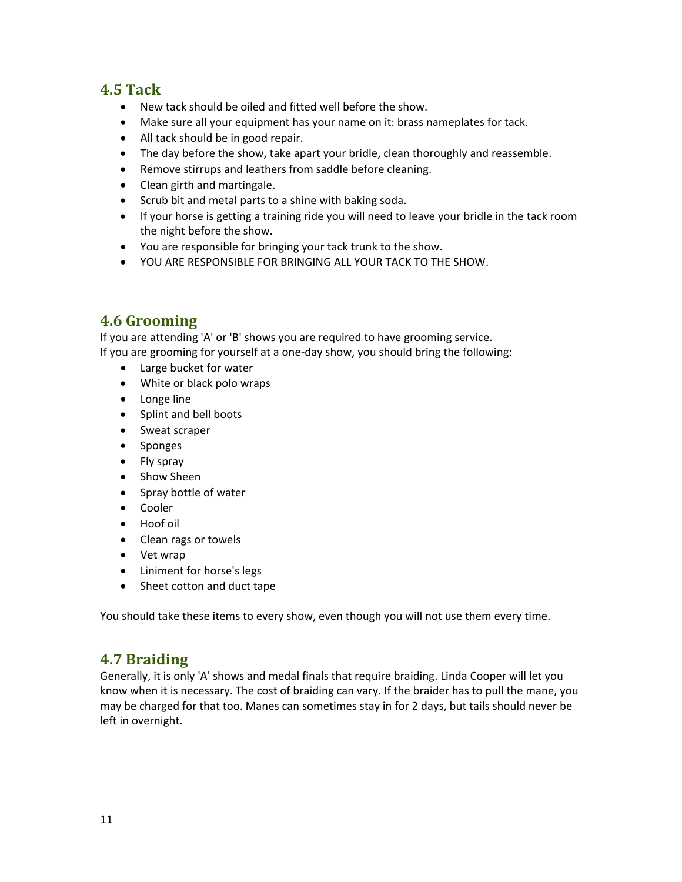## 4.5 Tack

- New tack should be oiled and fitted well before the show.
- Make sure all your equipment has your name on it: brass nameplates for tack.
- All tack should be in good repair.
- The day before the show, take apart your bridle, clean thoroughly and reassemble.
- Remove stirrups and leathers from saddle before cleaning.
- Clean girth and martingale.
- Scrub bit and metal parts to a shine with baking soda.
- If your horse is getting a training ride you will need to leave your bridle in the tack room the night before the show.
- You are responsible for bringing your tack trunk to the show.
- YOU ARE RESPONSIBLE FOR BRINGING ALL YOUR TACK TO THE SHOW.

## 4.6 Grooming

If you are attending 'A' or 'B' shows you are required to have grooming service.
If you are grooming for yourself at a one-day show, you should bring the following:

- Large bucket for water
- White or black polo wraps
- Longe line
- Splint and bell boots
- Sweat scraper
- Sponges
- Fly spray
- Show Sheen
- Spray bottle of water
- Cooler
- Hoof oil
- Clean rags or towels
- Vet wrap
- Liniment for horse's legs
- Sheet cotton and duct tape

You should take these items to every show, even though you will not use them every time.

## 4.7 Braiding

Generally, it is only 'A' shows and medal finals that require braiding. Linda Cooper will let you know when it is necessary. The cost of braiding can vary. If the braider has to pull the mane, you may be charged for that too. Manes can sometimes stay in for 2 days, but tails should never be left in overnight.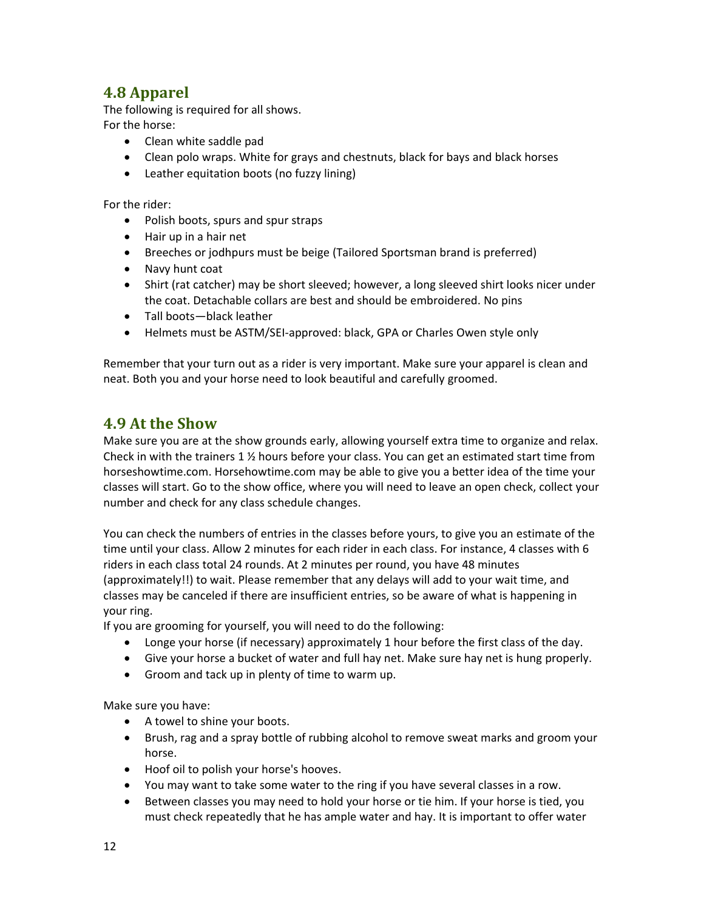## 4.8 Apparel

The following is required for all shows.
For the horse:

- Clean white saddle pad
- Clean polo wraps. White for grays and chestnuts, black for bays and black horses
- Leather equitation boots (no fuzzy lining)

For the rider:

- Polish boots, spurs and spur straps
- Hair up in a hair net
- Breeches or jodhpurs must be beige (Tailored Sportsman brand is preferred)
- Navy hunt coat
- Shirt (rat catcher) may be short sleeved; however, a long sleeved shirt looks nicer under the coat. Detachable collars are best and should be embroidered. No pins
- Tall boots—black leather
- Helmets must be ASTM/SEI-approved: black, GPA or Charles Owen style only

Remember that your turn out as a rider is very important. Make sure your apparel is clean and neat. Both you and your horse need to look beautiful and carefully groomed.

## 4.9 At the Show

Make sure you are at the show grounds early, allowing yourself extra time to organize and relax. Check in with the trainers 1 ½ hours before your class. You can get an estimated start time from horseshowtime.com. Horsehowtime.com may be able to give you a better idea of the time your classes will start. Go to the show office, where you will need to leave an open check, collect your number and check for any class schedule changes.

You can check the numbers of entries in the classes before yours, to give you an estimate of the time until your class. Allow 2 minutes for each rider in each class. For instance, 4 classes with 6 riders in each class total 24 rounds. At 2 minutes per round, you have 48 minutes (approximately!!) to wait. Please remember that any delays will add to your wait time, and classes may be canceled if there are insufficient entries, so be aware of what is happening in your ring.

If you are grooming for yourself, you will need to do the following:

- Longe your horse (if necessary) approximately 1 hour before the first class of the day.
- Give your horse a bucket of water and full hay net. Make sure hay net is hung properly.
- Groom and tack up in plenty of time to warm up.

Make sure you have:

- A towel to shine your boots.
- Brush, rag and a spray bottle of rubbing alcohol to remove sweat marks and groom your horse.
- Hoof oil to polish your horse's hooves.
- You may want to take some water to the ring if you have several classes in a row.
- Between classes you may need to hold your horse or tie him. If your horse is tied, you must check repeatedly that he has ample water and hay. It is important to offer water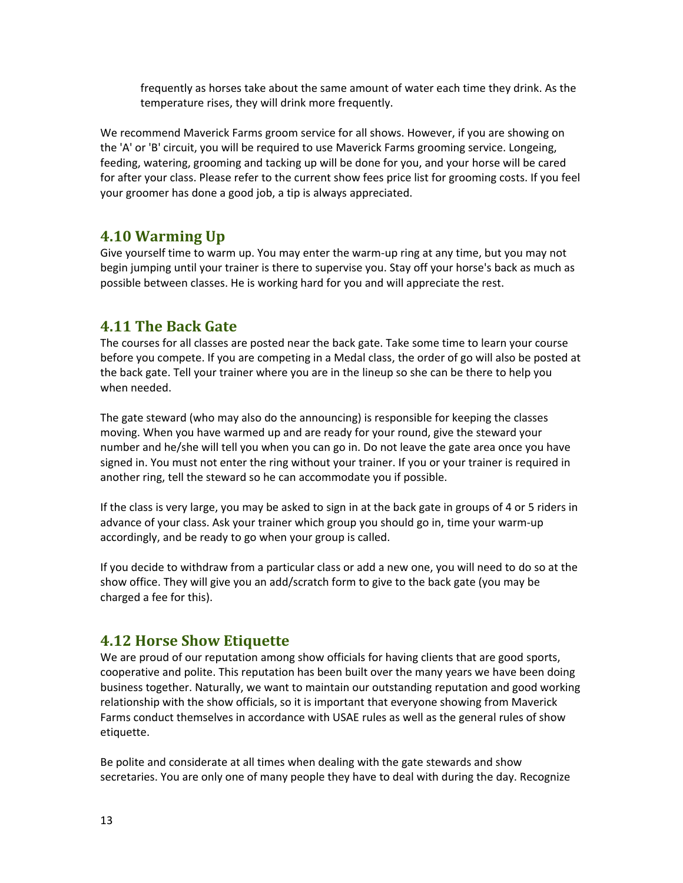frequently as horses take about the same amount of water each time they drink. As the temperature rises, they will drink more frequently.

We recommend Maverick Farms groom service for all shows. However, if you are showing on the 'A' or 'B' circuit, you will be required to use Maverick Farms grooming service. Longeing, feeding, watering, grooming and tacking up will be done for you, and your horse will be cared for after your class. Please refer to the current show fees price list for grooming costs. If you feel your groomer has done a good job, a tip is always appreciated.

## 4.10 Warming Up

Give yourself time to warm up. You may enter the warm-up ring at any time, but you may not begin jumping until your trainer is there to supervise you. Stay off your horse's back as much as possible between classes. He is working hard for you and will appreciate the rest.

## 4.11 The Back Gate

The courses for all classes are posted near the back gate. Take some time to learn your course before you compete. If you are competing in a Medal class, the order of go will also be posted at the back gate. Tell your trainer where you are in the lineup so she can be there to help you when needed.

The gate steward (who may also do the announcing) is responsible for keeping the classes moving. When you have warmed up and are ready for your round, give the steward your number and he/she will tell you when you can go in. Do not leave the gate area once you have signed in. You must not enter the ring without your trainer. If you or your trainer is required in another ring, tell the steward so he can accommodate you if possible.

If the class is very large, you may be asked to sign in at the back gate in groups of 4 or 5 riders in advance of your class. Ask your trainer which group you should go in, time your warm-up accordingly, and be ready to go when your group is called.

If you decide to withdraw from a particular class or add a new one, you will need to do so at the show office. They will give you an add/scratch form to give to the back gate (you may be charged a fee for this).

## 4.12 Horse Show Etiquette

We are proud of our reputation among show officials for having clients that are good sports, cooperative and polite. This reputation has been built over the many years we have been doing business together. Naturally, we want to maintain our outstanding reputation and good working relationship with the show officials, so it is important that everyone showing from Maverick Farms conduct themselves in accordance with USAE rules as well as the general rules of show etiquette.

Be polite and considerate at all times when dealing with the gate stewards and show secretaries. You are only one of many people they have to deal with during the day. Recognize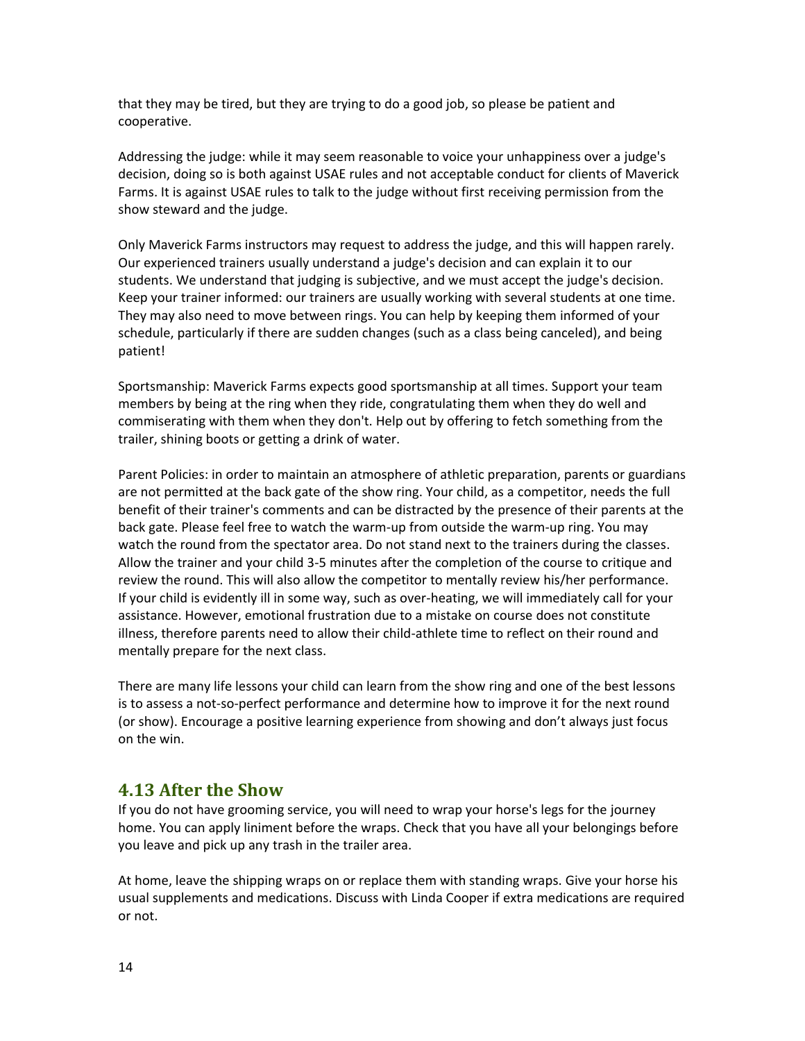that they may be tired, but they are trying to do a good job, so please be patient and cooperative.

Addressing the judge: while it may seem reasonable to voice your unhappiness over a judge's decision, doing so is both against USAE rules and not acceptable conduct for clients of Maverick Farms. It is against USAE rules to talk to the judge without first receiving permission from the show steward and the judge.

Only Maverick Farms instructors may request to address the judge, and this will happen rarely. Our experienced trainers usually understand a judge's decision and can explain it to our students. We understand that judging is subjective, and we must accept the judge's decision. Keep your trainer informed: our trainers are usually working with several students at one time. They may also need to move between rings. You can help by keeping them informed of your schedule, particularly if there are sudden changes (such as a class being canceled), and being patient!

Sportsmanship: Maverick Farms expects good sportsmanship at all times. Support your team members by being at the ring when they ride, congratulating them when they do well and commiserating with them when they don't. Help out by offering to fetch something from the trailer, shining boots or getting a drink of water.

Parent Policies: in order to maintain an atmosphere of athletic preparation, parents or guardians are not permitted at the back gate of the show ring. Your child, as a competitor, needs the full benefit of their trainer's comments and can be distracted by the presence of their parents at the back gate. Please feel free to watch the warm-up from outside the warm-up ring. You may watch the round from the spectator area. Do not stand next to the trainers during the classes. Allow the trainer and your child 3-5 minutes after the completion of the course to critique and review the round. This will also allow the competitor to mentally review his/her performance. If your child is evidently ill in some way, such as over-heating, we will immediately call for your assistance. However, emotional frustration due to a mistake on course does not constitute illness, therefore parents need to allow their child-athlete time to reflect on their round and mentally prepare for the next class.

There are many life lessons your child can learn from the show ring and one of the best lessons is to assess a not-so-perfect performance and determine how to improve it for the next round (or show). Encourage a positive learning experience from showing and don't always just focus on the win.

## 4.13 After the Show

If you do not have grooming service, you will need to wrap your horse's legs for the journey home. You can apply liniment before the wraps. Check that you have all your belongings before you leave and pick up any trash in the trailer area.

At home, leave the shipping wraps on or replace them with standing wraps. Give your horse his usual supplements and medications. Discuss with Linda Cooper if extra medications are required or not.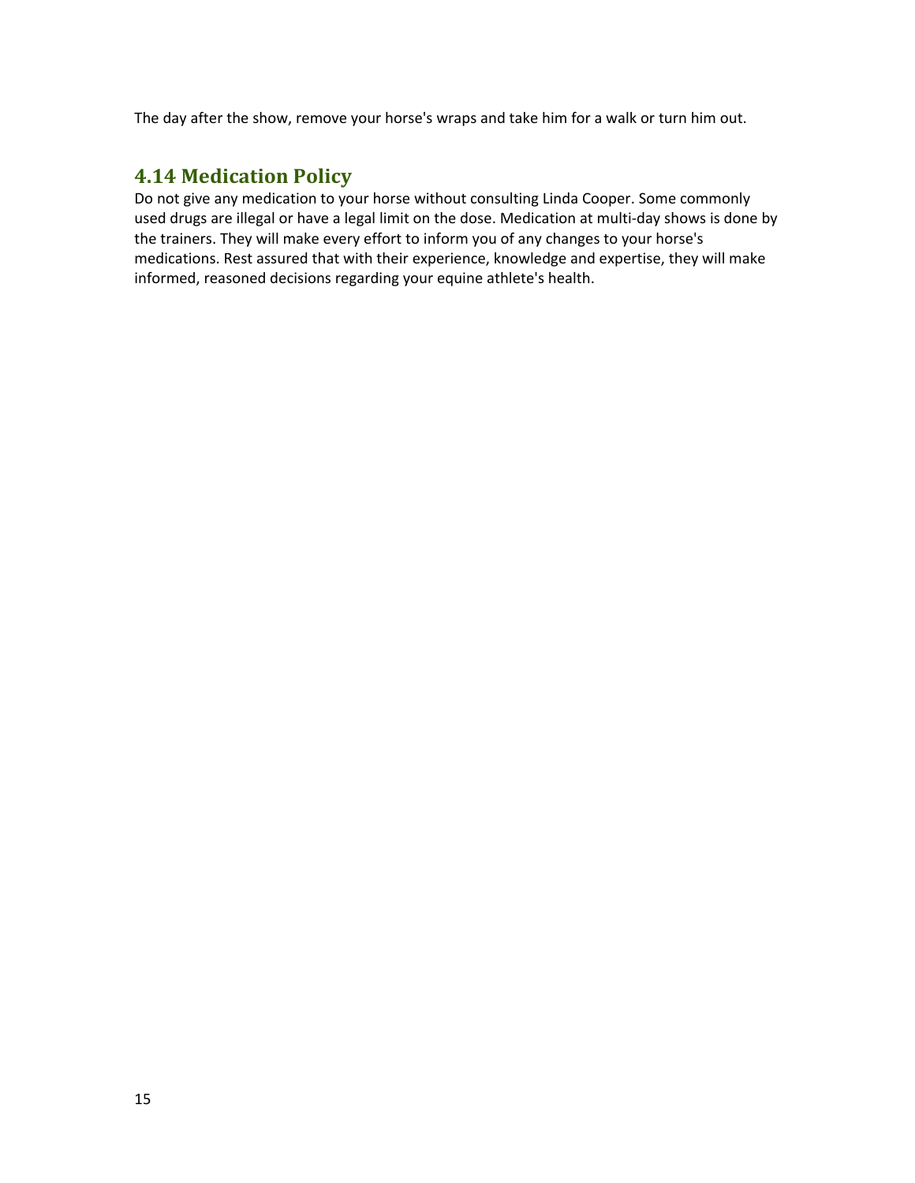The day after the show, remove your horse's wraps and take him for a walk or turn him out.

## 4.14 Medication Policy

Do not give any medication to your horse without consulting Linda Cooper. Some commonly used drugs are illegal or have a legal limit on the dose. Medication at multi-day shows is done by the trainers. They will make every effort to inform you of any changes to your horse's medications. Rest assured that with their experience, knowledge and expertise, they will make informed, reasoned decisions regarding your equine athlete's health.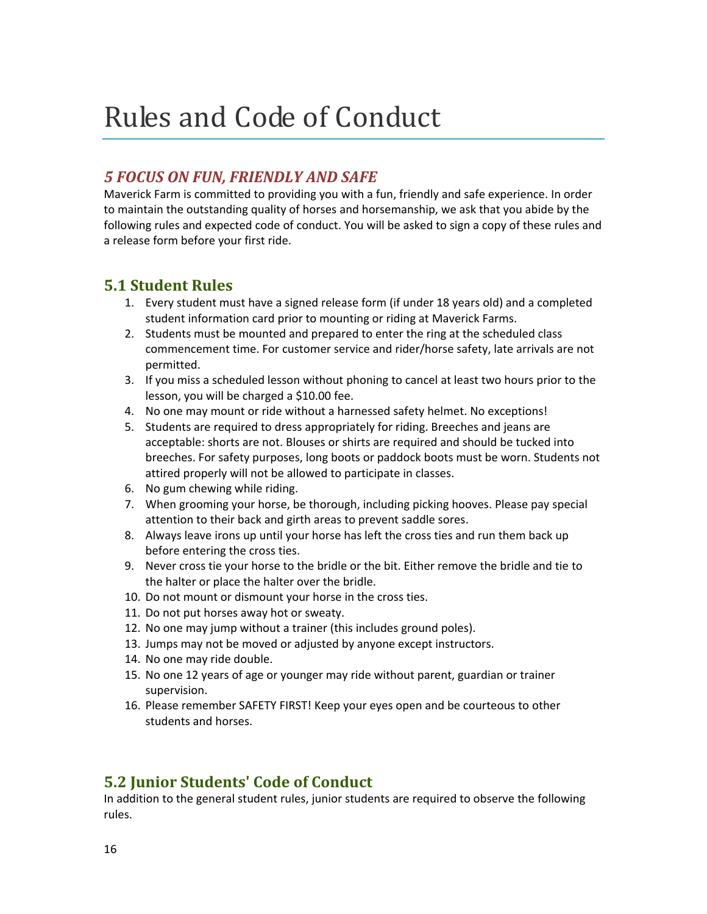# Rules and Code of Conduct

## *5 FOCUS ON FUN, FRIENDLY AND SAFE*

Maverick Farm is committed to providing you with a fun, friendly and safe experience. In order to maintain the outstanding quality of horses and horsemanship, we ask that you abide by the following rules and expected code of conduct. You will be asked to sign a copy of these rules and a release form before your first ride.

### 5.1 Student Rules

1. Every student must have a signed release form (if under 18 years old) and a completed student information card prior to mounting or riding at Maverick Farms.
2. Students must be mounted and prepared to enter the ring at the scheduled class commencement time. For customer service and rider/horse safety, late arrivals are not permitted.
3. If you miss a scheduled lesson without phoning to cancel at least two hours prior to the lesson, you will be charged a $10.00 fee.
4. No one may mount or ride without a harnessed safety helmet. No exceptions!
5. Students are required to dress appropriately for riding. Breeches and jeans are acceptable: shorts are not. Blouses or shirts are required and should be tucked into breeches. For safety purposes, long boots or paddock boots must be worn. Students not attired properly will not be allowed to participate in classes.
6. No gum chewing while riding.
7. When grooming your horse, be thorough, including picking hooves. Please pay special attention to their back and girth areas to prevent saddle sores.
8. Always leave irons up until your horse has left the cross ties and run them back up before entering the cross ties.
9. Never cross tie your horse to the bridle or the bit. Either remove the bridle and tie to the halter or place the halter over the bridle.
10. Do not mount or dismount your horse in the cross ties.
11. Do not put horses away hot or sweaty.
12. No one may jump without a trainer (this includes ground poles).
13. Jumps may not be moved or adjusted by anyone except instructors.
14. No one may ride double.
15. No one 12 years of age or younger may ride without parent, guardian or trainer supervision.
16. Please remember SAFETY FIRST! Keep your eyes open and be courteous to other students and horses.

### 5.2 Junior Students' Code of Conduct

In addition to the general student rules, junior students are required to observe the following rules.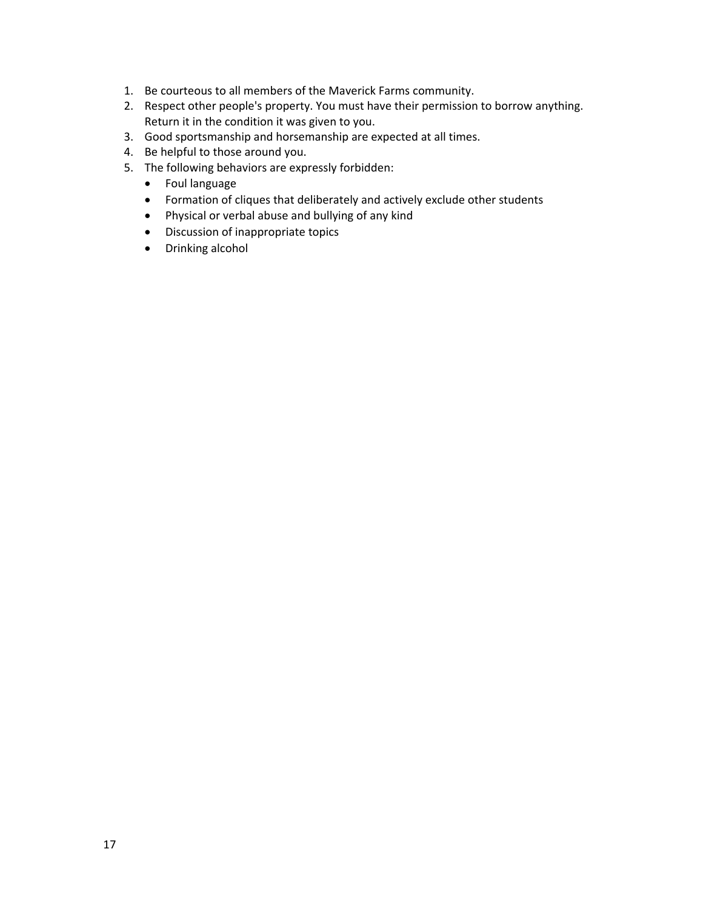1. Be courteous to all members of the Maverick Farms community.
2. Respect other people's property. You must have their permission to borrow anything. Return it in the condition it was given to you.
3. Good sportsmanship and horsemanship are expected at all times.
4. Be helpful to those around you.
5. The following behaviors are expressly forbidden:
   - Foul language
   - Formation of cliques that deliberately and actively exclude other students
   - Physical or verbal abuse and bullying of any kind
   - Discussion of inappropriate topics
   - Drinking alcohol